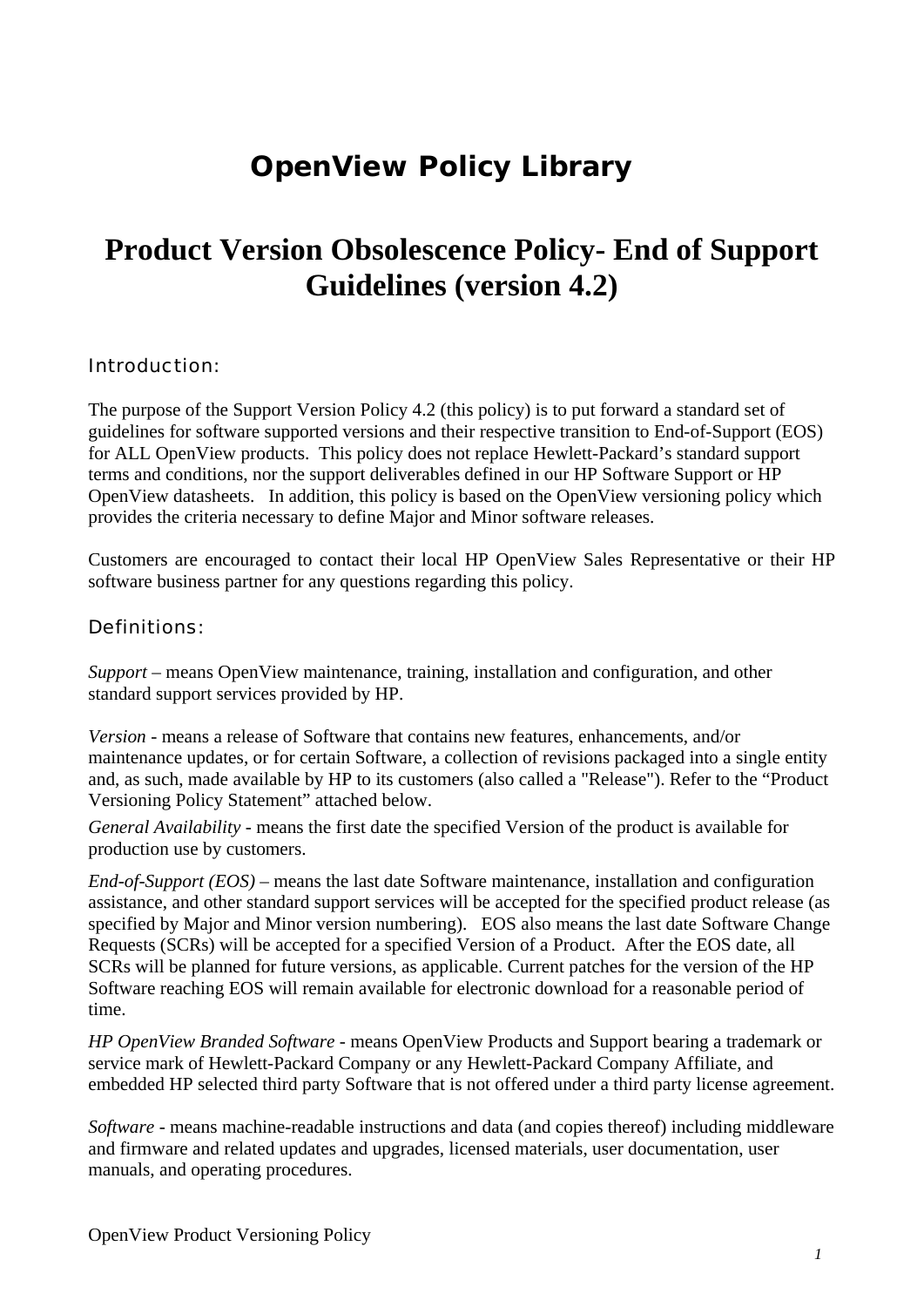# OpenView Policy Library

# Product Version Obsolescence Policy- End of Support Guidelines (version 4.2)

## Introduction:

The purpose of the Support Version Policy 4.2 (this policy) is to put forward a standard set of guidelines for software supported versions and their respective transition to End-of-Support (EOS) for ALL OpenView products. This policy does not replace Hewlett-Packard's standard support terms and conditions, nor the support deliverables defined in our HP Software Support or HP OpenView datasheets. In addition, this policy is based on the OpenView versioning policy which provides the criteria necessary to define Major and Minor software releases.

Customers are encouraged to contact their local HP OpenView Sales Representative or their HP software business partner for any questions regarding this policy.

## Definitions:

*Support* – means OpenView maintenance, training, installation and configuration, and other standard support services provided by HP.

*Version* - means a release of Software that contains new features, enhancements, and/or maintenance updates, or for certain Software, a collection of revisions packaged into a single entity and, as such, made available by HP to its customers (also called a "Release"). Refer to the "Product Versioning Policy Statement" attached below.

*General Availability* - means the first date the specified Version of the product is available for production use by customers.

*End-of-Support (EOS)* – means the last date Software maintenance, installation and configuration assistance, and other standard support services will be accepted for the specified product release (as specified by Major and Minor version numbering). EOS also means the last date Software Change Requests (SCRs) will be accepted for a specified Version of a Product. After the EOS date, all SCRs will be planned for future versions, as applicable. Current patches for the version of the HP Software reaching EOS will remain available for electronic download for a reasonable period of time.

*HP OpenView Branded Software* - means OpenView Products and Support bearing a trademark or service mark of Hewlett-Packard Company or any Hewlett-Packard Company Affiliate, and embedded HP selected third party Software that is not offered under a third party license agreement.

*Software* - means machine-readable instructions and data (and copies thereof) including middleware and firmware and related updates and upgrades, licensed materials, user documentation, user manuals, and operating procedures.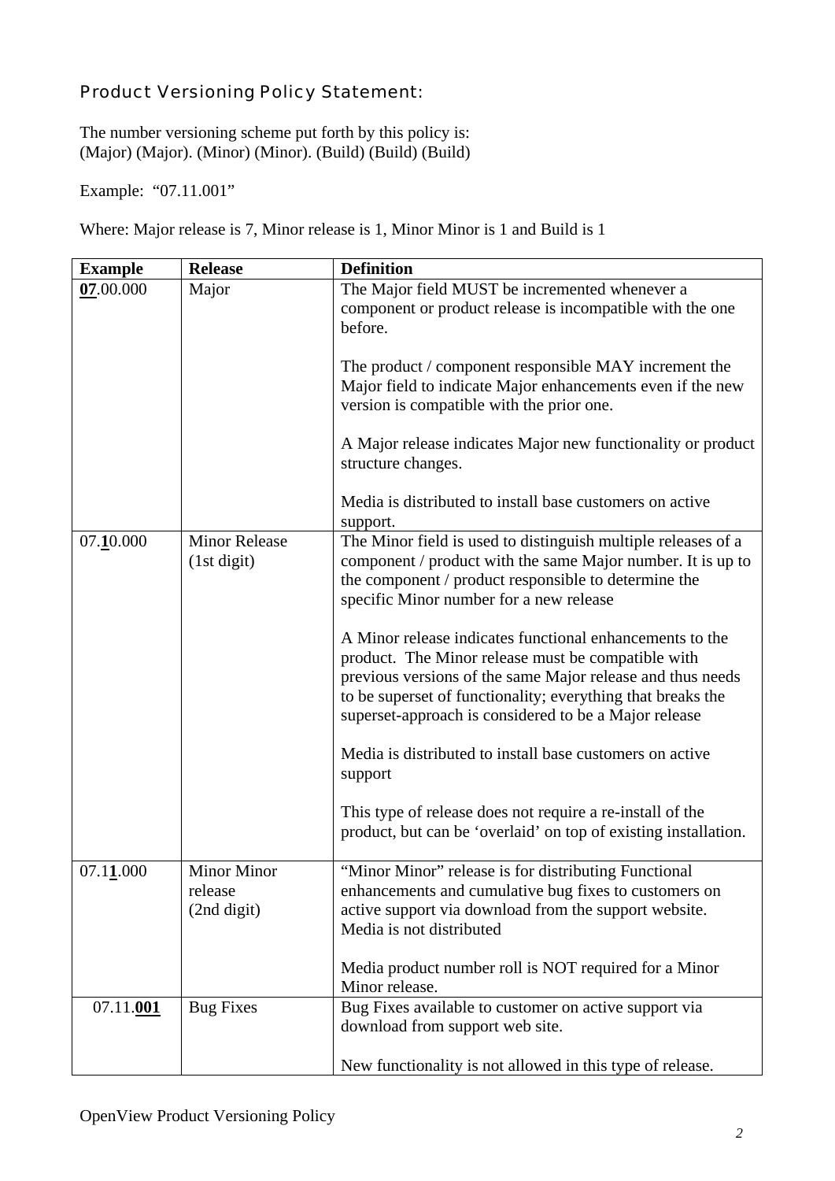## Product Versioning Policy Statement:

The number versioning scheme put forth by this policy is:
(Major) (Major). (Minor) (Minor). (Build) (Build) (Build)

Example: "07.11.001"

Where: Major release is 7, Minor release is 1, Minor Minor is 1 and Build is 1

| Example | Release | Definition |
|---|---|---|
| **07**.00.000 | Major | The Major field MUST be incremented whenever a component or product release is incompatible with the one before.<br><br>The product / component responsible MAY increment the Major field to indicate Major enhancements even if the new version is compatible with the prior one.<br><br>A Major release indicates Major new functionality or product structure changes.<br><br>Media is distributed to install base customers on active support. |
| 07.**1**0.000 | Minor Release (1st digit) | The Minor field is used to distinguish multiple releases of a component / product with the same Major number. It is up to the component / product responsible to determine the specific Minor number for a new release<br><br>A Minor release indicates functional enhancements to the product. The Minor release must be compatible with previous versions of the same Major release and thus needs to be superset of functionality; everything that breaks the superset-approach is considered to be a Major release<br><br>Media is distributed to install base customers on active support<br><br>This type of release does not require a re-install of the product, but can be 'overlaid' on top of existing installation. |
| 07.1**1**.000 | Minor Minor release (2nd digit) | "Minor Minor" release is for distributing Functional enhancements and cumulative bug fixes to customers on active support via download from the support website. Media is not distributed<br><br>Media product number roll is NOT required for a Minor Minor release. |
| 07.11.**001** | Bug Fixes | Bug Fixes available to customer on active support via download from support web site.<br><br>New functionality is not allowed in this type of release. |

OpenView Product Versioning Policy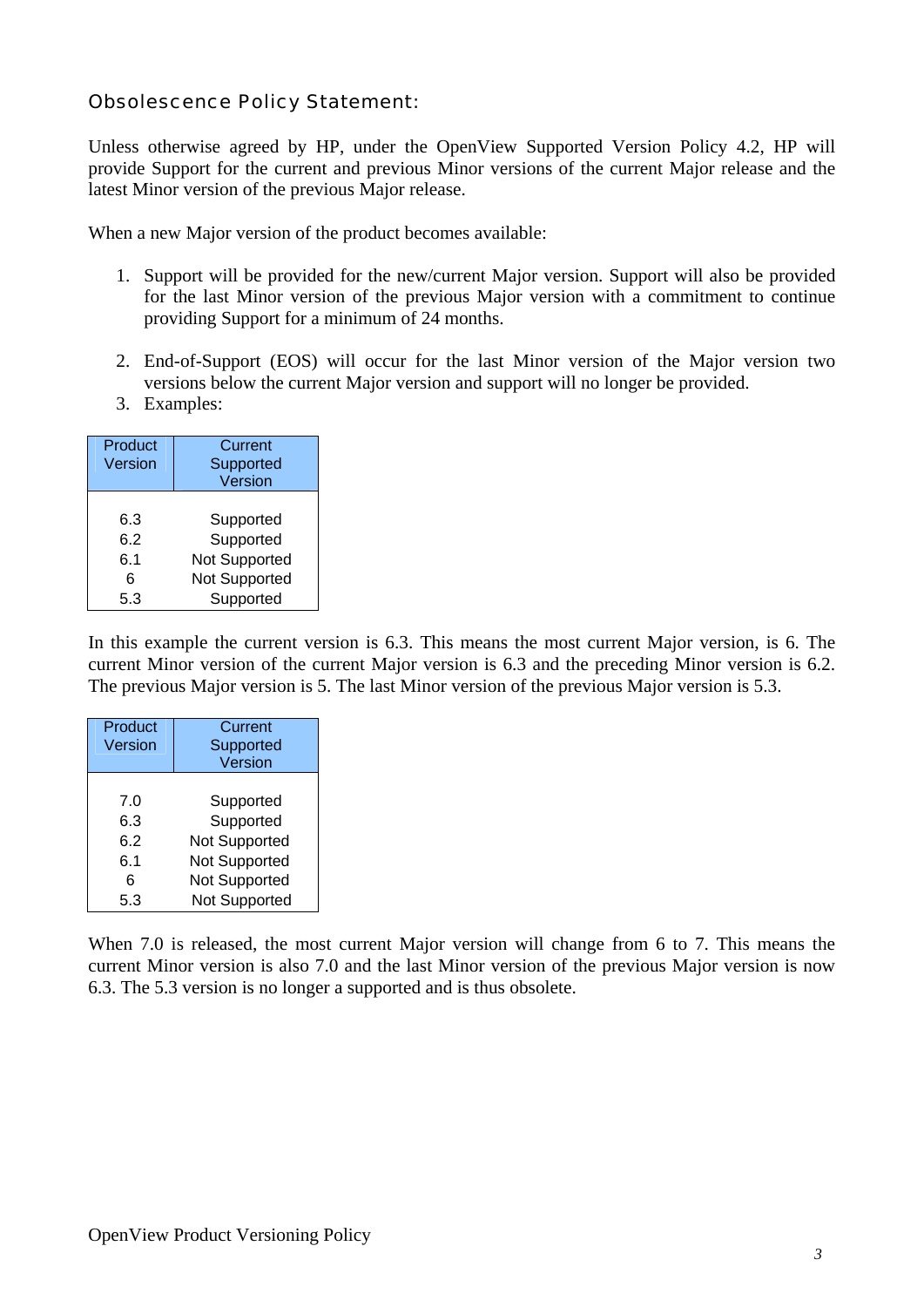### Obsolescence Policy Statement:

Unless otherwise agreed by HP, under the OpenView Supported Version Policy 4.2, HP will provide Support for the current and previous Minor versions of the current Major release and the latest Minor version of the previous Major release.

When a new Major version of the product becomes available:

1. Support will be provided for the new/current Major version. Support will also be provided for the last Minor version of the previous Major version with a commitment to continue providing Support for a minimum of 24 months.

2. End-of-Support (EOS) will occur for the last Minor version of the Major version two versions below the current Major version and support will no longer be provided.
3. Examples:

| Product Version | Current Supported Version |
|---|---|
| 6.3 | Supported |
| 6.2 | Supported |
| 6.1 | Not Supported |
| 6 | Not Supported |
| 5.3 | Supported |

In this example the current version is 6.3. This means the most current Major version, is 6. The current Minor version of the current Major version is 6.3 and the preceding Minor version is 6.2. The previous Major version is 5. The last Minor version of the previous Major version is 5.3.

| Product Version | Current Supported Version |
|---|---|
| 7.0 | Supported |
| 6.3 | Supported |
| 6.2 | Not Supported |
| 6.1 | Not Supported |
| 6 | Not Supported |
| 5.3 | Not Supported |

When 7.0 is released, the most current Major version will change from 6 to 7. This means the current Minor version is also 7.0 and the last Minor version of the previous Major version is now 6.3. The 5.3 version is no longer a supported and is thus obsolete.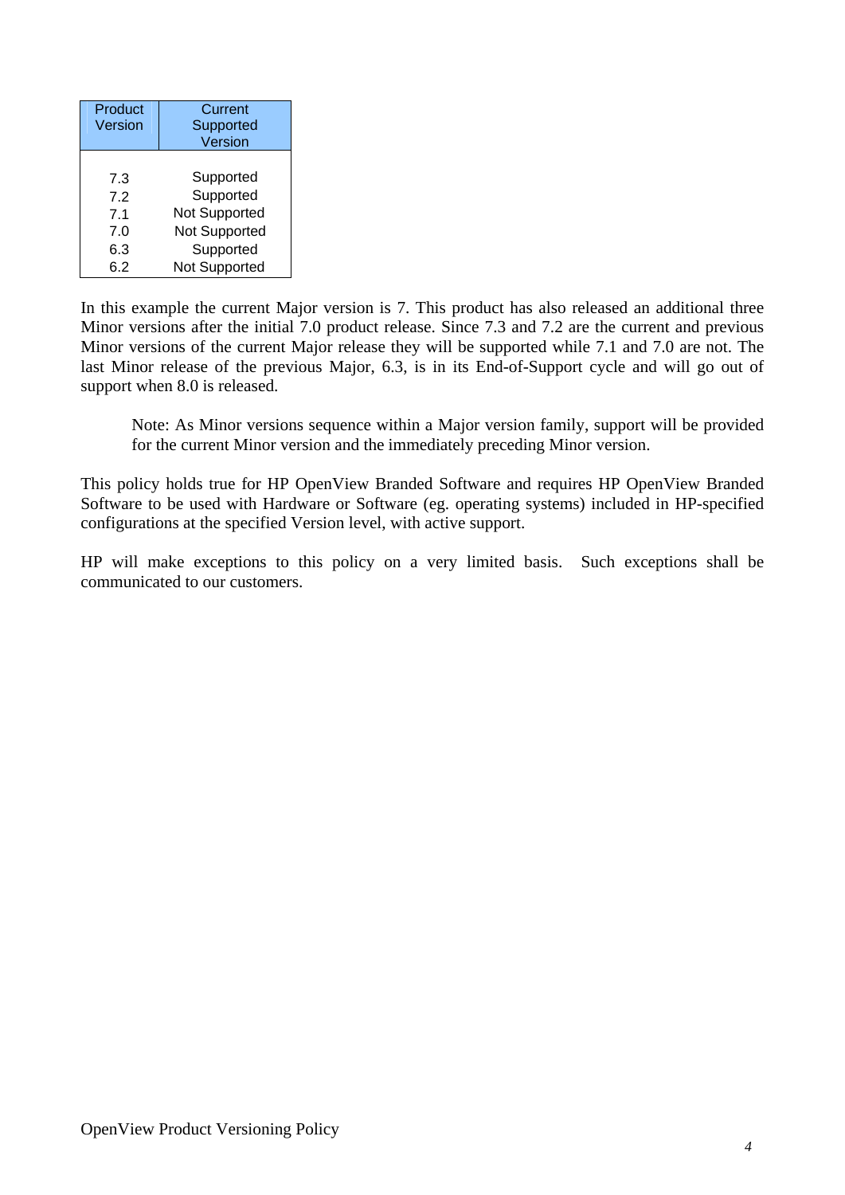| Product Version | Current Supported Version |
|---|---|
| 7.3 | Supported |
| 7.2 | Supported |
| 7.1 | Not Supported |
| 7.0 | Not Supported |
| 6.3 | Supported |
| 6.2 | Not Supported |

In this example the current Major version is 7. This product has also released an additional three Minor versions after the initial 7.0 product release. Since 7.3 and 7.2 are the current and previous Minor versions of the current Major release they will be supported while 7.1 and 7.0 are not. The last Minor release of the previous Major, 6.3, is in its End-of-Support cycle and will go out of support when 8.0 is released.

> Note: As Minor versions sequence within a Major version family, support will be provided for the current Minor version and the immediately preceding Minor version.

This policy holds true for HP OpenView Branded Software and requires HP OpenView Branded Software to be used with Hardware or Software (eg. operating systems) included in HP-specified configurations at the specified Version level, with active support.

HP will make exceptions to this policy on a very limited basis. Such exceptions shall be communicated to our customers.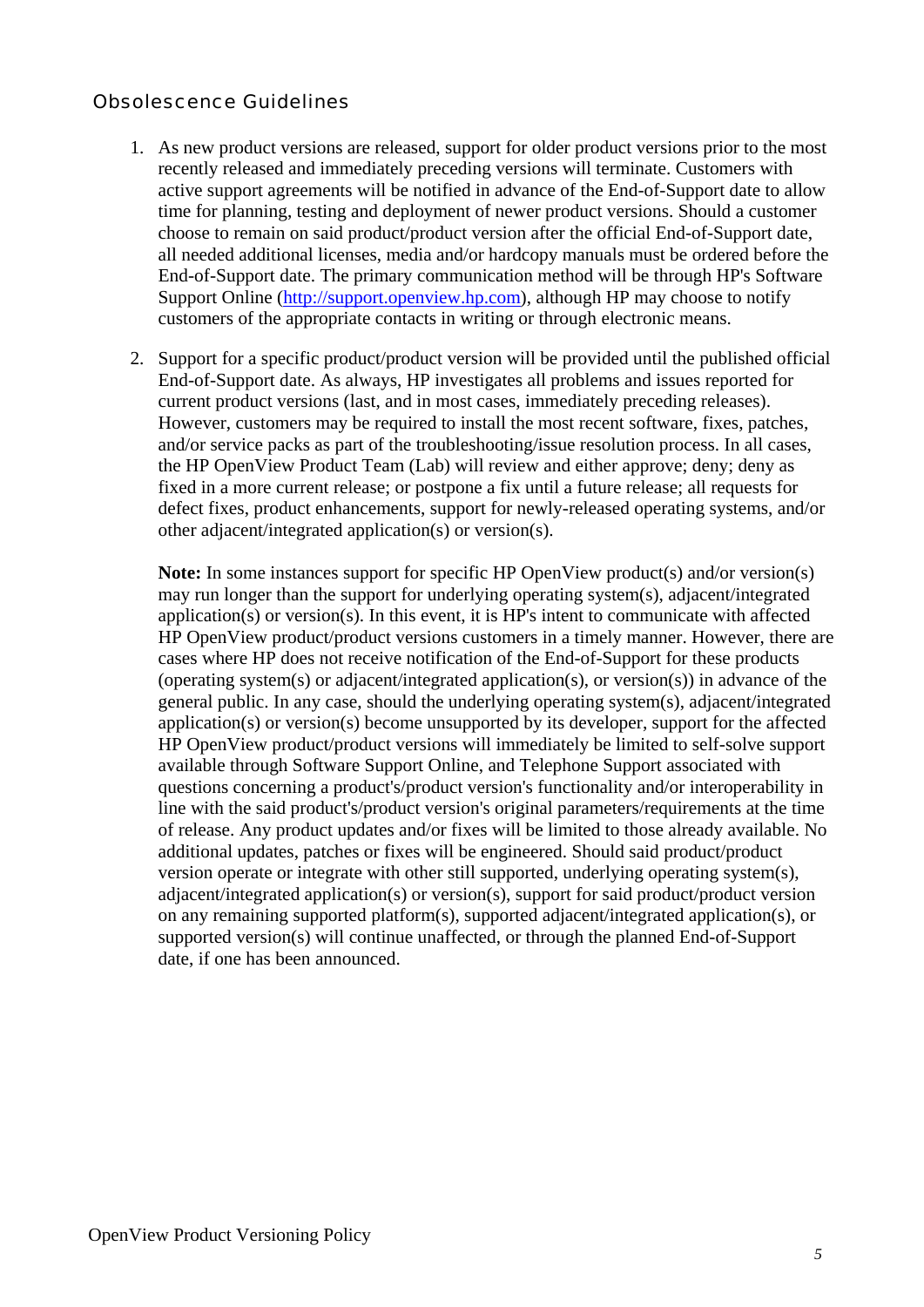## Obsolescence Guidelines

1. As new product versions are released, support for older product versions prior to the most recently released and immediately preceding versions will terminate. Customers with active support agreements will be notified in advance of the End-of-Support date to allow time for planning, testing and deployment of newer product versions. Should a customer choose to remain on said product/product version after the official End-of-Support date, all needed additional licenses, media and/or hardcopy manuals must be ordered before the End-of-Support date. The primary communication method will be through HP's Software Support Online ([http://support.openview.hp.com](http://support.openview.hp.com)), although HP may choose to notify customers of the appropriate contacts in writing or through electronic means.

2. Support for a specific product/product version will be provided until the published official End-of-Support date. As always, HP investigates all problems and issues reported for current product versions (last, and in most cases, immediately preceding releases). However, customers may be required to install the most recent software, fixes, patches, and/or service packs as part of the troubleshooting/issue resolution process. In all cases, the HP OpenView Product Team (Lab) will review and either approve; deny; deny as fixed in a more current release; or postpone a fix until a future release; all requests for defect fixes, product enhancements, support for newly-released operating systems, and/or other adjacent/integrated application(s) or version(s).

   **Note:** In some instances support for specific HP OpenView product(s) and/or version(s) may run longer than the support for underlying operating system(s), adjacent/integrated application(s) or version(s). In this event, it is HP's intent to communicate with affected HP OpenView product/product versions customers in a timely manner. However, there are cases where HP does not receive notification of the End-of-Support for these products (operating system(s) or adjacent/integrated application(s), or version(s)) in advance of the general public. In any case, should the underlying operating system(s), adjacent/integrated application(s) or version(s) become unsupported by its developer, support for the affected HP OpenView product/product versions will immediately be limited to self-solve support available through Software Support Online, and Telephone Support associated with questions concerning a product's/product version's functionality and/or interoperability in line with the said product's/product version's original parameters/requirements at the time of release. Any product updates and/or fixes will be limited to those already available. No additional updates, patches or fixes will be engineered. Should said product/product version operate or integrate with other still supported, underlying operating system(s), adjacent/integrated application(s) or version(s), support for said product/product version on any remaining supported platform(s), supported adjacent/integrated application(s), or supported version(s) will continue unaffected, or through the planned End-of-Support date, if one has been announced.